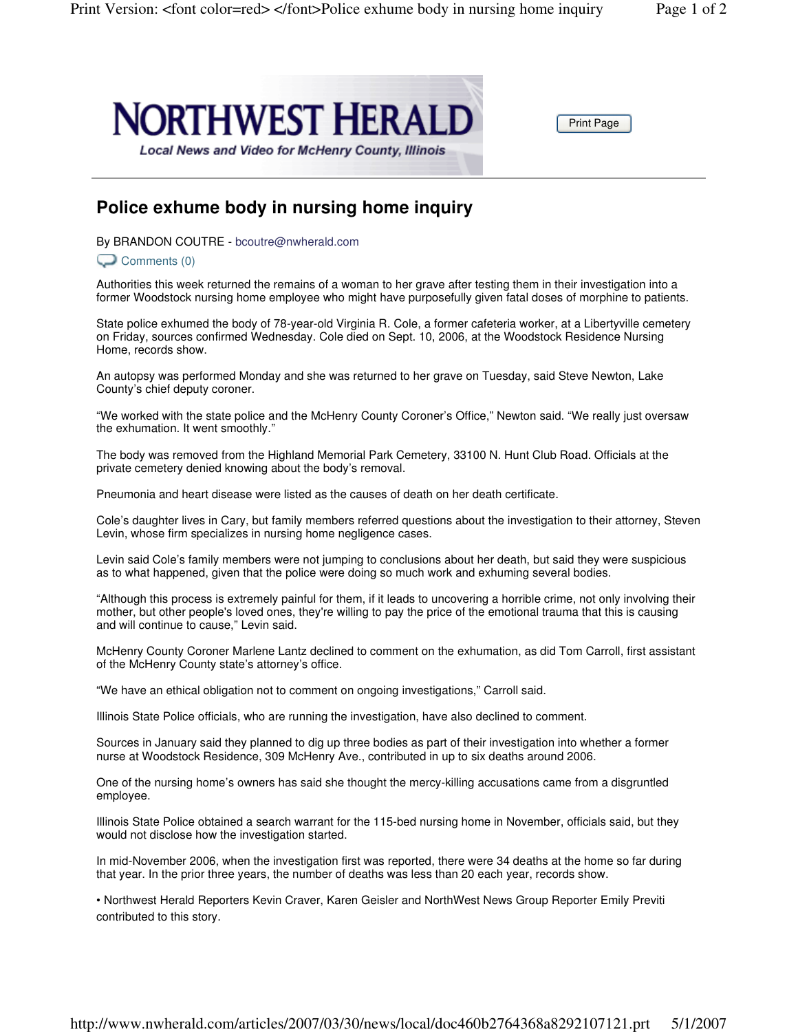# NORTHWEST HERALD

*Local News and Video for McHenry County, Illinois*

## Police exhume body in nursing home inquiry

By BRANDON COUTRE - bcoutre@nwherald.com

Comments (0)

Authorities this week returned the remains of a woman to her grave after testing them in their investigation into a former Woodstock nursing home employee who might have purposefully given fatal doses of morphine to patients.

State police exhumed the body of 78-year-old Virginia R. Cole, a former cafeteria worker, at a Libertyville cemetery on Friday, sources confirmed Wednesday. Cole died on Sept. 10, 2006, at the Woodstock Residence Nursing Home, records show.

An autopsy was performed Monday and she was returned to her grave on Tuesday, said Steve Newton, Lake County's chief deputy coroner.

"We worked with the state police and the McHenry County Coroner's Office," Newton said. "We really just oversaw the exhumation. It went smoothly."

The body was removed from the Highland Memorial Park Cemetery, 33100 N. Hunt Club Road. Officials at the private cemetery denied knowing about the body's removal.

Pneumonia and heart disease were listed as the causes of death on her death certificate.

Cole's daughter lives in Cary, but family members referred questions about the investigation to their attorney, Steven Levin, whose firm specializes in nursing home negligence cases.

Levin said Cole's family members were not jumping to conclusions about her death, but said they were suspicious as to what happened, given that the police were doing so much work and exhuming several bodies.

"Although this process is extremely painful for them, if it leads to uncovering a horrible crime, not only involving their mother, but other people's loved ones, they're willing to pay the price of the emotional trauma that this is causing and will continue to cause," Levin said.

McHenry County Coroner Marlene Lantz declined to comment on the exhumation, as did Tom Carroll, first assistant of the McHenry County state's attorney's office.

"We have an ethical obligation not to comment on ongoing investigations," Carroll said.

Illinois State Police officials, who are running the investigation, have also declined to comment.

Sources in January said they planned to dig up three bodies as part of their investigation into whether a former nurse at Woodstock Residence, 309 McHenry Ave., contributed in up to six deaths around 2006.

One of the nursing home's owners has said she thought the mercy-killing accusations came from a disgruntled employee.

Illinois State Police obtained a search warrant for the 115-bed nursing home in November, officials said, but they would not disclose how the investigation started.

In mid-November 2006, when the investigation first was reported, there were 34 deaths at the home so far during that year. In the prior three years, the number of deaths was less than 20 each year, records show.

• Northwest Herald Reporters Kevin Craver, Karen Geisler and NorthWest News Group Reporter Emily Previti contributed to this story.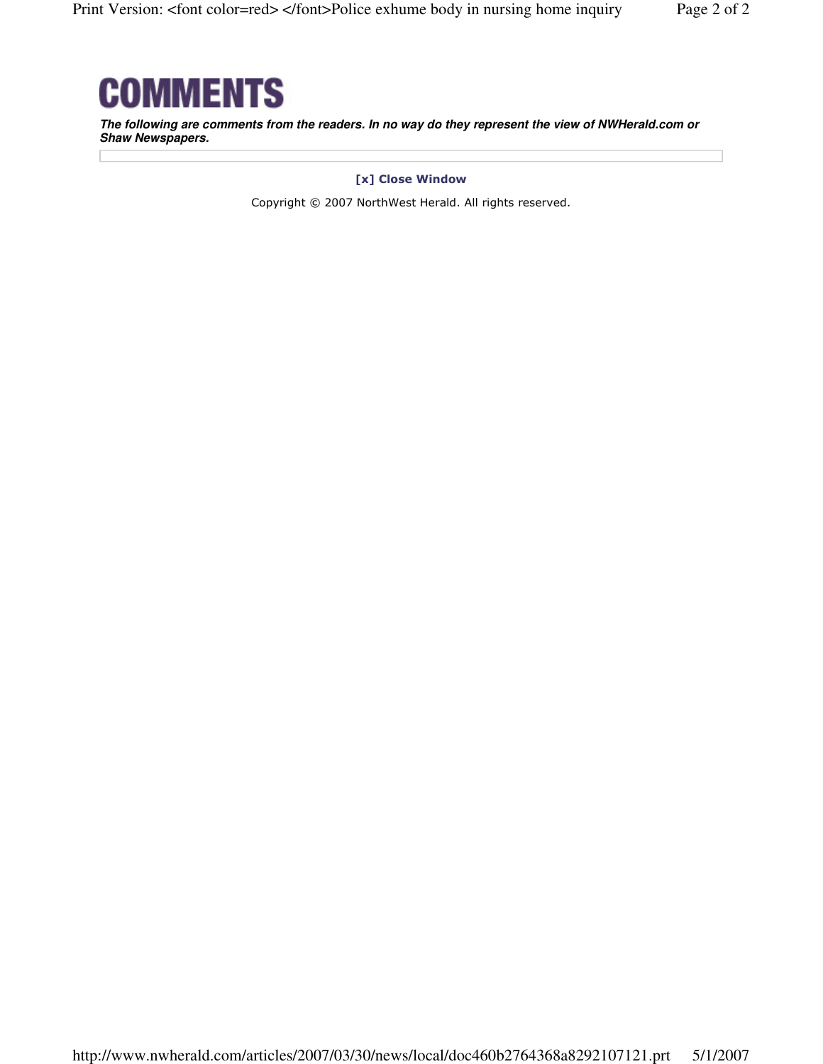# COMMENTS

***The following are comments from the readers. In no way do they represent the view of NWHerald.com or Shaw Newspapers.***

**[x] Close Window**

Copyright © 2007 NorthWest Herald. All rights reserved.